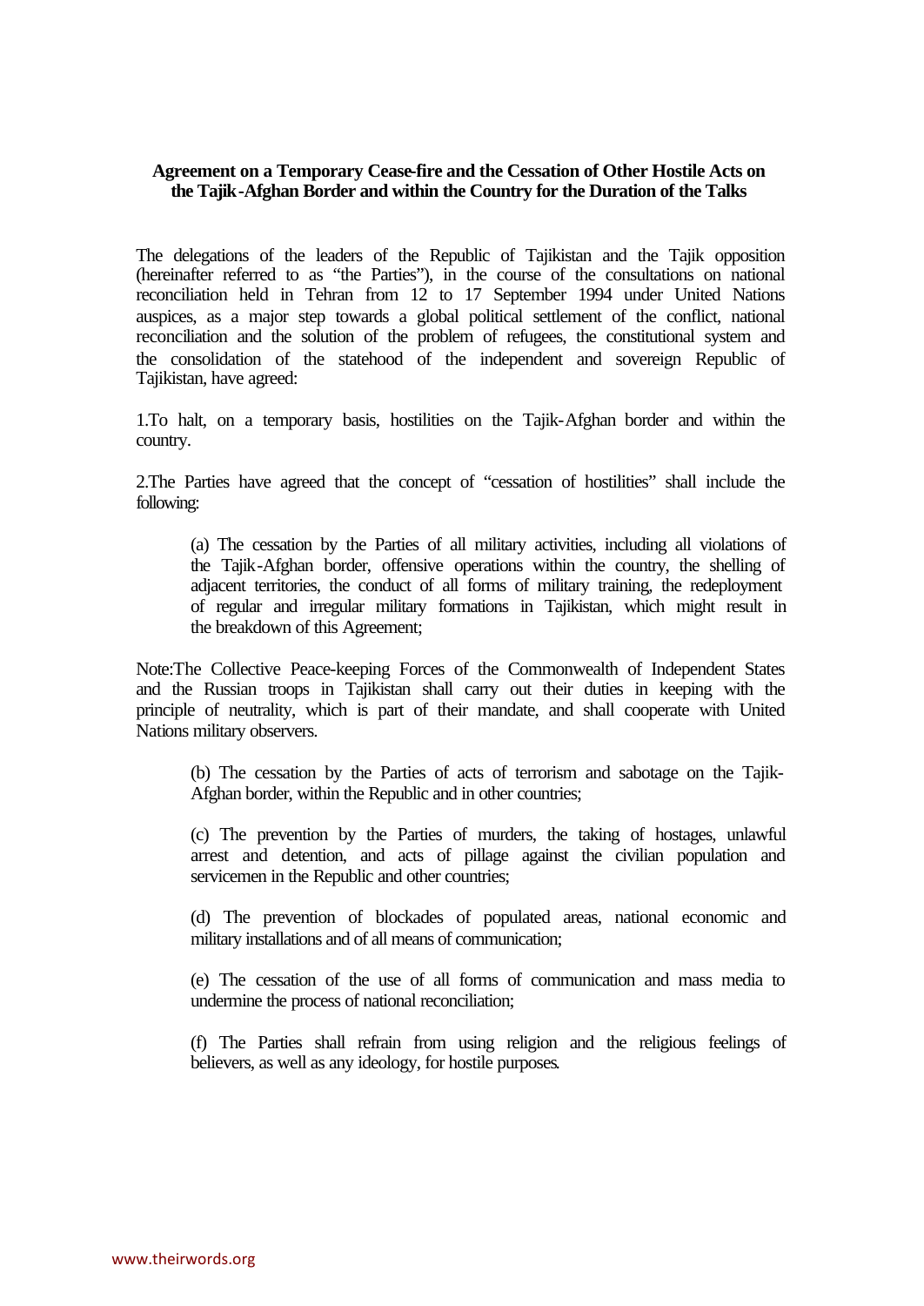**Agreement on a Temporary Cease-fire and the Cessation of Other Hostile Acts on the Tajik-Afghan Border and within the Country for the Duration of the Talks**

The delegations of the leaders of the Republic of Tajikistan and the Tajik opposition (hereinafter referred to as "the Parties"), in the course of the consultations on national reconciliation held in Tehran from 12 to 17 September 1994 under United Nations auspices, as a major step towards a global political settlement of the conflict, national reconciliation and the solution of the problem of refugees, the constitutional system and the consolidation of the statehood of the independent and sovereign Republic of Tajikistan, have agreed:

1.To halt, on a temporary basis, hostilities on the Tajik-Afghan border and within the country.

2.The Parties have agreed that the concept of "cessation of hostilities" shall include the following:

> (a) The cessation by the Parties of all military activities, including all violations of the Tajik-Afghan border, offensive operations within the country, the shelling of adjacent territories, the conduct of all forms of military training, the redeployment of regular and irregular military formations in Tajikistan, which might result in the breakdown of this Agreement;

Note:The Collective Peace-keeping Forces of the Commonwealth of Independent States and the Russian troops in Tajikistan shall carry out their duties in keeping with the principle of neutrality, which is part of their mandate, and shall cooperate with United Nations military observers.

> (b) The cessation by the Parties of acts of terrorism and sabotage on the Tajik-Afghan border, within the Republic and in other countries;
>
> (c) The prevention by the Parties of murders, the taking of hostages, unlawful arrest and detention, and acts of pillage against the civilian population and servicemen in the Republic and other countries;
>
> (d) The prevention of blockades of populated areas, national economic and military installations and of all means of communication;
>
> (e) The cessation of the use of all forms of communication and mass media to undermine the process of national reconciliation;
>
> (f) The Parties shall refrain from using religion and the religious feelings of believers, as well as any ideology, for hostile purposes.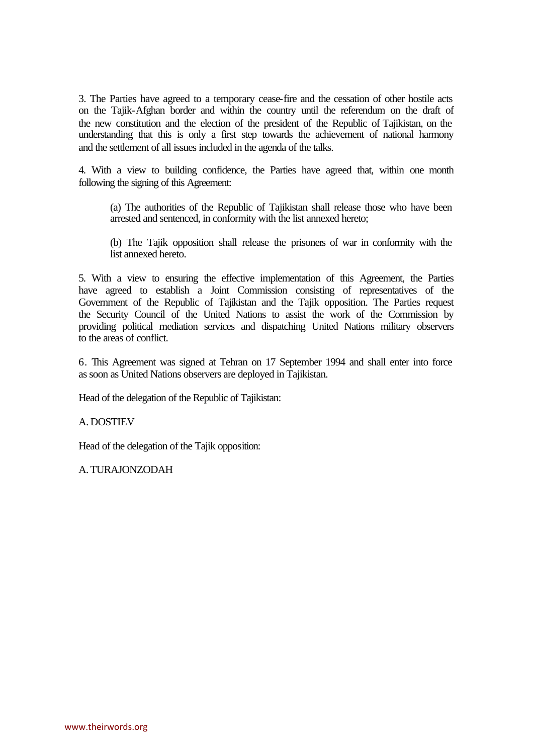3. The Parties have agreed to a temporary cease-fire and the cessation of other hostile acts on the Tajik-Afghan border and within the country until the referendum on the draft of the new constitution and the election of the president of the Republic of Tajikistan, on the understanding that this is only a first step towards the achievement of national harmony and the settlement of all issues included in the agenda of the talks.

4. With a view to building confidence, the Parties have agreed that, within one month following the signing of this Agreement:

> (a) The authorities of the Republic of Tajikistan shall release those who have been arrested and sentenced, in conformity with the list annexed hereto;
>
> (b) The Tajik opposition shall release the prisoners of war in conformity with the list annexed hereto.

5. With a view to ensuring the effective implementation of this Agreement, the Parties have agreed to establish a Joint Commission consisting of representatives of the Government of the Republic of Tajikistan and the Tajik opposition. The Parties request the Security Council of the United Nations to assist the work of the Commission by providing political mediation services and dispatching United Nations military observers to the areas of conflict.

6. This Agreement was signed at Tehran on 17 September 1994 and shall enter into force as soon as United Nations observers are deployed in Tajikistan.

Head of the delegation of the Republic of Tajikistan:

A. DOSTIEV

Head of the delegation of the Tajik opposition:

A. TURAJONZODAH